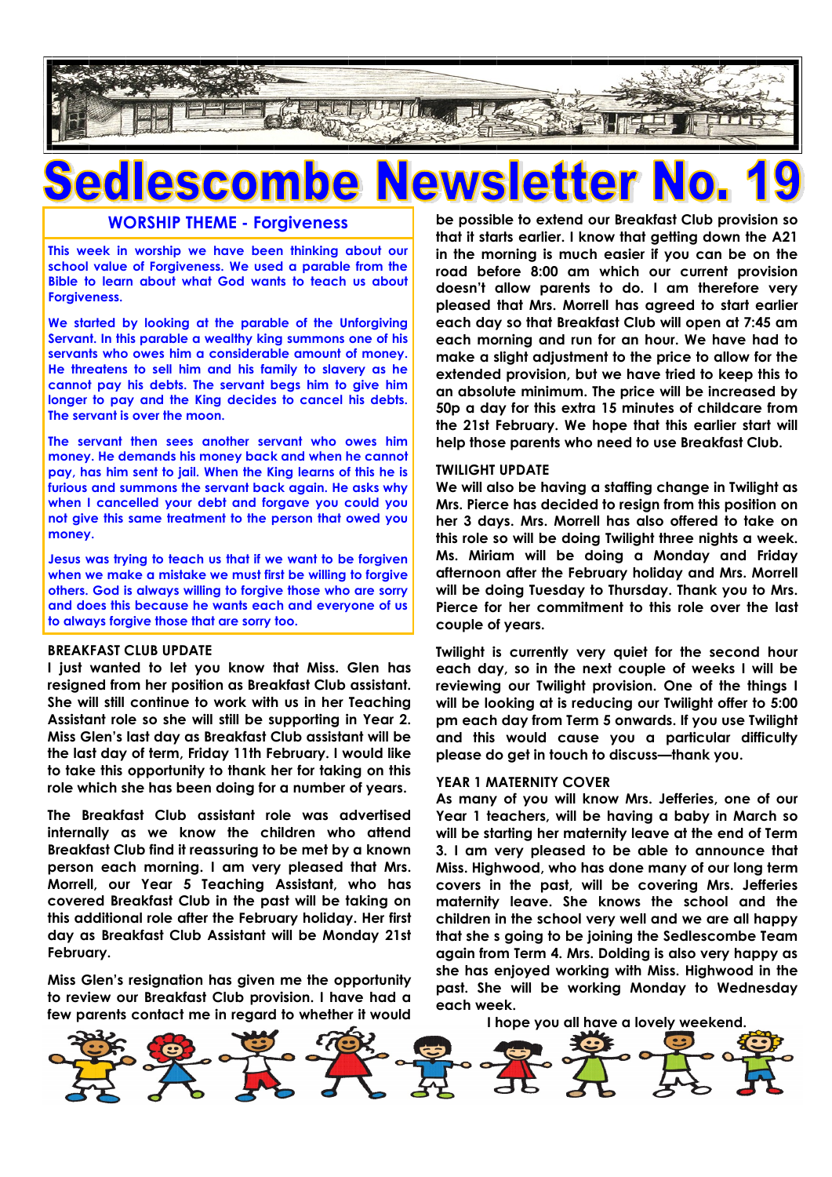# Sedlescombe Newsletter No. 19

## WORSHIP THEME - Forgiveness

This week in worship we have been thinking about our school value of Forgiveness. We used a parable from the Bible to learn about what God wants to teach us about Forgiveness.

We started by looking at the parable of the Unforgiving Servant. In this parable a wealthy king summons one of his servants who owes him a considerable amount of money. He threatens to sell him and his family to slavery as he cannot pay his debts. The servant begs him to give him longer to pay and the King decides to cancel his debts. The servant is over the moon.

The servant then sees another servant who owes him money. He demands his money back and when he cannot pay, has him sent to jail. When the King learns of this he is furious and summons the servant back again. He asks why when I cancelled your debt and forgave you could you not give this same treatment to the person that owed you money.

Jesus was trying to teach us that if we want to be forgiven when we make a mistake we must first be willing to forgive others. God is always willing to forgive those who are sorry and does this because he wants each and everyone of us to always forgive those that are sorry too.

### BREAKFAST CLUB UPDATE

I just wanted to let you know that Miss. Glen has resigned from her position as Breakfast Club assistant. She will still continue to work with us in her Teaching Assistant role so she will still be supporting in Year 2. Miss Glen's last day as Breakfast Club assistant will be the last day of term, Friday 11th February. I would like to take this opportunity to thank her for taking on this role which she has been doing for a number of years.

The Breakfast Club assistant role was advertised internally as we know the children who attend Breakfast Club find it reassuring to be met by a known person each morning. I am very pleased that Mrs. Morrell, our Year 5 Teaching Assistant, who has covered Breakfast Club in the past will be taking on this additional role after the February holiday. Her first day as Breakfast Club Assistant will be Monday 21st February.

Miss Glen's resignation has given me the opportunity to review our Breakfast Club provision. I have had a few parents contact me in regard to whether it would be possible to extend our Breakfast Club provision so that it starts earlier. I know that getting down the A21 in the morning is much easier if you can be on the road before 8:00 am which our current provision doesn't allow parents to do. I am therefore very pleased that Mrs. Morrell has agreed to start earlier each day so that Breakfast Club will open at 7:45 am each morning and run for an hour. We have had to make a slight adjustment to the price to allow for the extended provision, but we have tried to keep this to an absolute minimum. The price will be increased by 50p a day for this extra 15 minutes of childcare from the 21st February. We hope that this earlier start will help those parents who need to use Breakfast Club.

### TWILIGHT UPDATE

We will also be having a staffing change in Twilight as Mrs. Pierce has decided to resign from this position on her 3 days. Mrs. Morrell has also offered to take on this role so will be doing Twilight three nights a week. Ms. Miriam will be doing a Monday and Friday afternoon after the February holiday and Mrs. Morrell will be doing Tuesday to Thursday. Thank you to Mrs. Pierce for her commitment to this role over the last couple of years.

Twilight is currently very quiet for the second hour each day, so in the next couple of weeks I will be reviewing our Twilight provision. One of the things I will be looking at is reducing our Twilight offer to 5:00 pm each day from Term 5 onwards. If you use Twilight and this would cause you a particular difficulty please do get in touch to discuss—thank you.

### YEAR 1 MATERNITY COVER

As many of you will know Mrs. Jefferies, one of our Year 1 teachers, will be having a baby in March so will be starting her maternity leave at the end of Term 3. I am very pleased to be able to announce that Miss. Highwood, who has done many of our long term covers in the past, will be covering Mrs. Jefferies maternity leave. She knows the school and the children in the school very well and we are all happy that she s going to be joining the Sedlescombe Team again from Term 4. Mrs. Dolding is also very happy as she has enjoyed working with Miss. Highwood in the past. She will be working Monday to Wednesday each week.

I hope you all have a lovely weekend.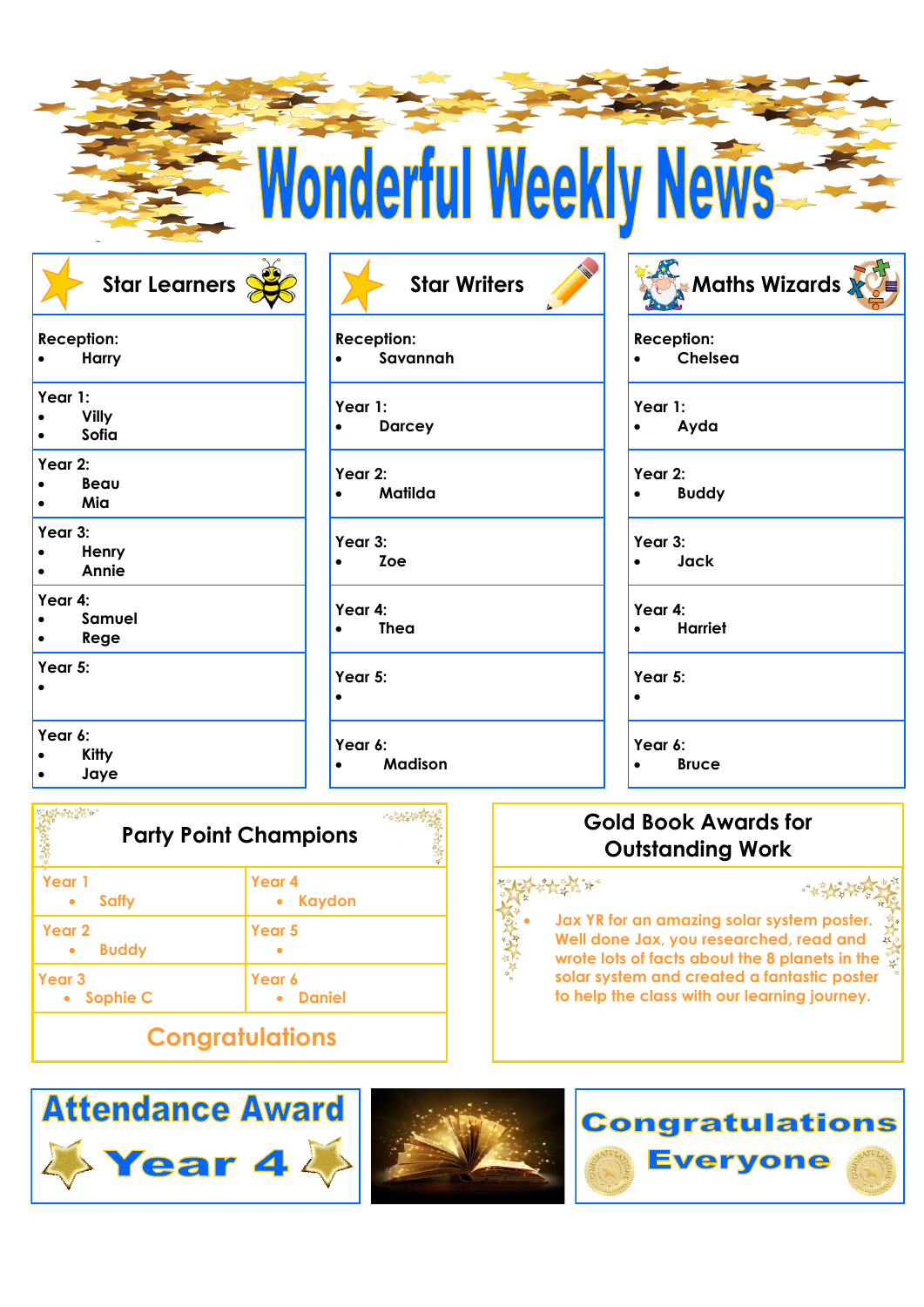# Wonderful Weekly News

| Star Learners | Star Writers | Maths Wizards |
|---|---|---|
| Reception: Harry | Reception: Savannah | Reception: Chelsea |
| Year 1: Villy, Sofia | Year 1: Darcey | Year 1: Ayda |
| Year 2: Beau, Mia | Year 2: Matilda | Year 2: Buddy |
| Year 3: Henry, Annie | Year 3: Zoe | Year 3: Jack |
| Year 4: Samuel, Rege | Year 4: Thea | Year 4: Harriet |
| Year 5: | Year 5: | Year 5: |
| Year 6: Kitty, Jaye | Year 6: Madison | Year 6: Bruce |

## Party Point Champions

| | |
|---|---|
| Year 1 • Saffy | Year 4 • Kaydon |
| Year 2 • Buddy | Year 5 • |
| Year 3 • Sophie C | Year 6 • Daniel |

Congratulations

## Gold Book Awards for Outstanding Work

- Jax YR for an amazing solar system poster. Well done Jax, you researched, read and wrote lots of facts about the 8 planets in the solar system and created a fantastic poster to help the class with our learning journey.

## Attendance Award

Year 4

Congratulations Everyone